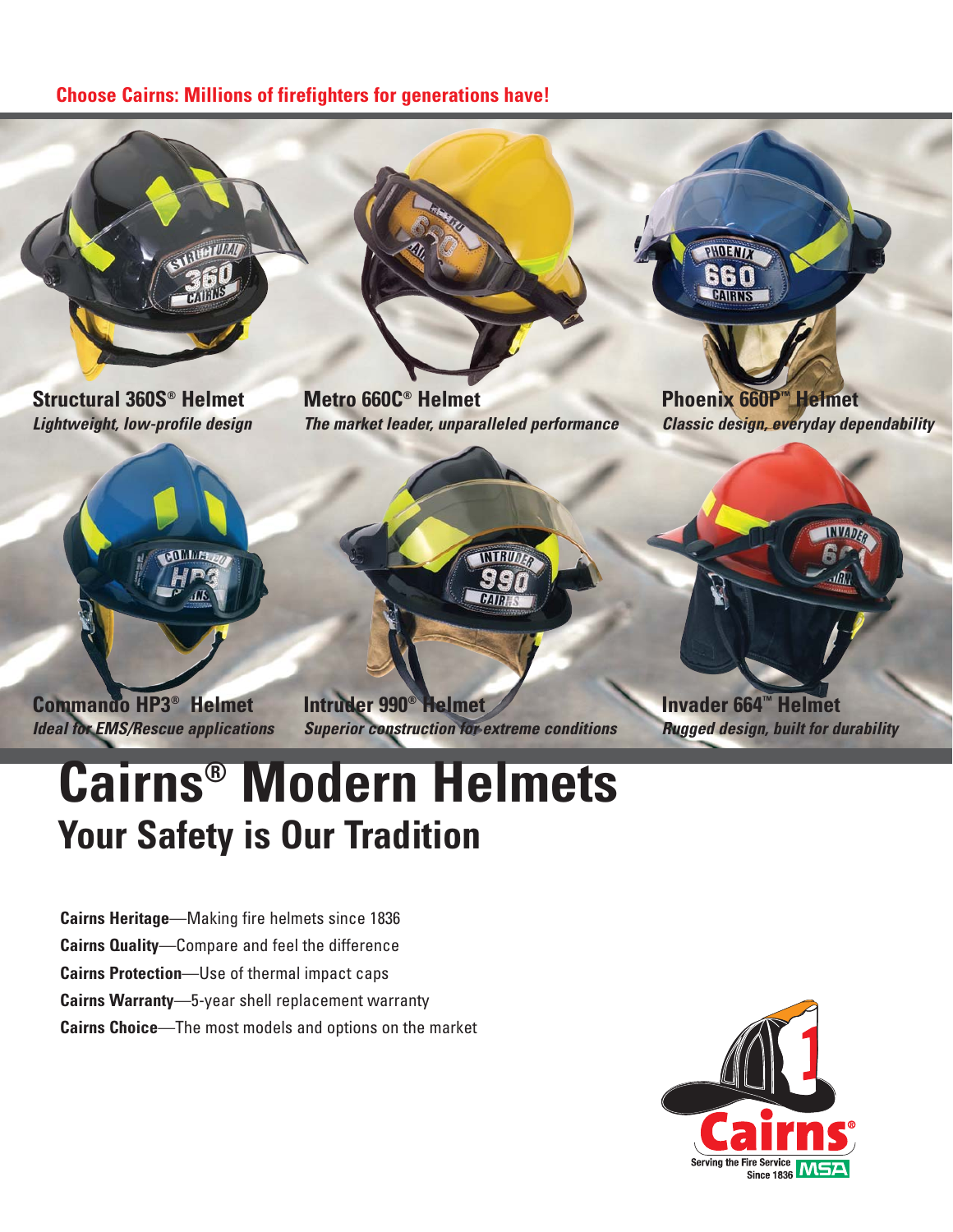**Choose Cairns: Millions of firefighters for generations have!**

**Structural 360S® Helmet**
*Lightweight, low-profile design*

**Metro 660C® Helmet**
*The market leader, unparalleled performance*

**Phoenix 660P™ Helmet**
*Classic design, everyday dependability*

**Commando HP3® Helmet**
*Ideal for EMS/Rescue applications*

**Intruder 990® Helmet**
*Superior construction for extreme conditions*

**Invader 664™ Helmet**
*Rugged design, built for durability*

# Cairns® Modern Helmets

## Your Safety is Our Tradition

**Cairns Heritage**—Making fire helmets since 1836
**Cairns Quality**—Compare and feel the difference
**Cairns Protection**—Use of thermal impact caps
**Cairns Warranty**—5-year shell replacement warranty
**Cairns Choice**—The most models and options on the market

Cairns®
Serving the Fire Service Since 1836
MSA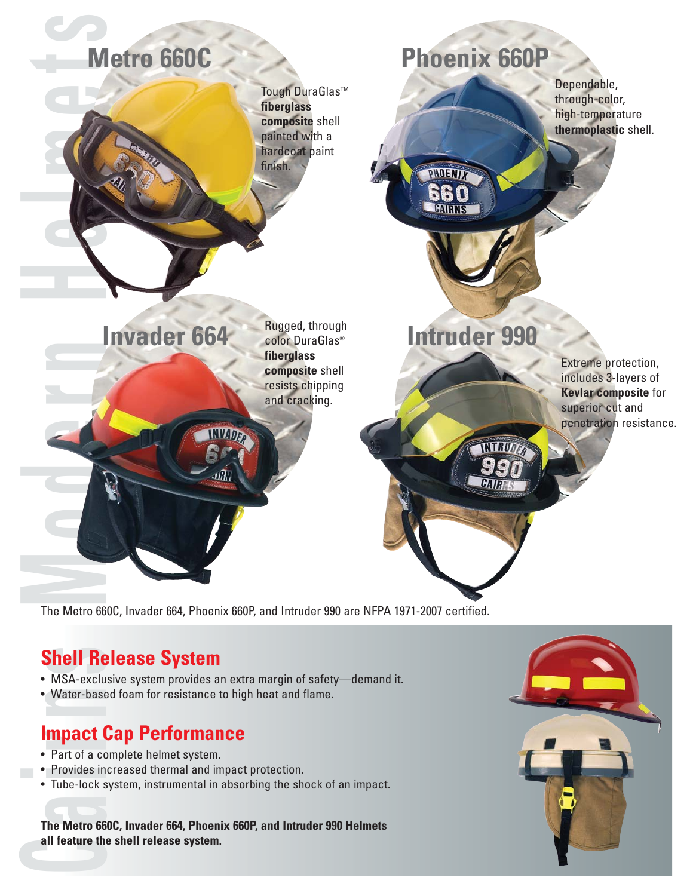## Metro 660C

Tough DuraGlas™ **fiberglass composite** shell painted with a hardcoat paint finish.

## Phoenix 660P

Dependable, through-color, high-temperature **thermoplastic** shell.

## Invader 664

Rugged, through color DuraGlas® **fiberglass composite** shell resists chipping and cracking.

## Intruder 990

Extreme protection, includes 3-layers of **Kevlar composite** for superior cut and penetration resistance.

The Metro 660C, Invader 664, Phoenix 660P, and Intruder 990 are NFPA 1971-2007 certified.

## Shell Release System

- MSA-exclusive system provides an extra margin of safety—demand it.
- Water-based foam for resistance to high heat and flame.

## Impact Cap Performance

- Part of a complete helmet system.
- Provides increased thermal and impact protection.
- Tube-lock system, instrumental in absorbing the shock of an impact.

**The Metro 660C, Invader 664, Phoenix 660P, and Intruder 990 Helmets all feature the shell release system.**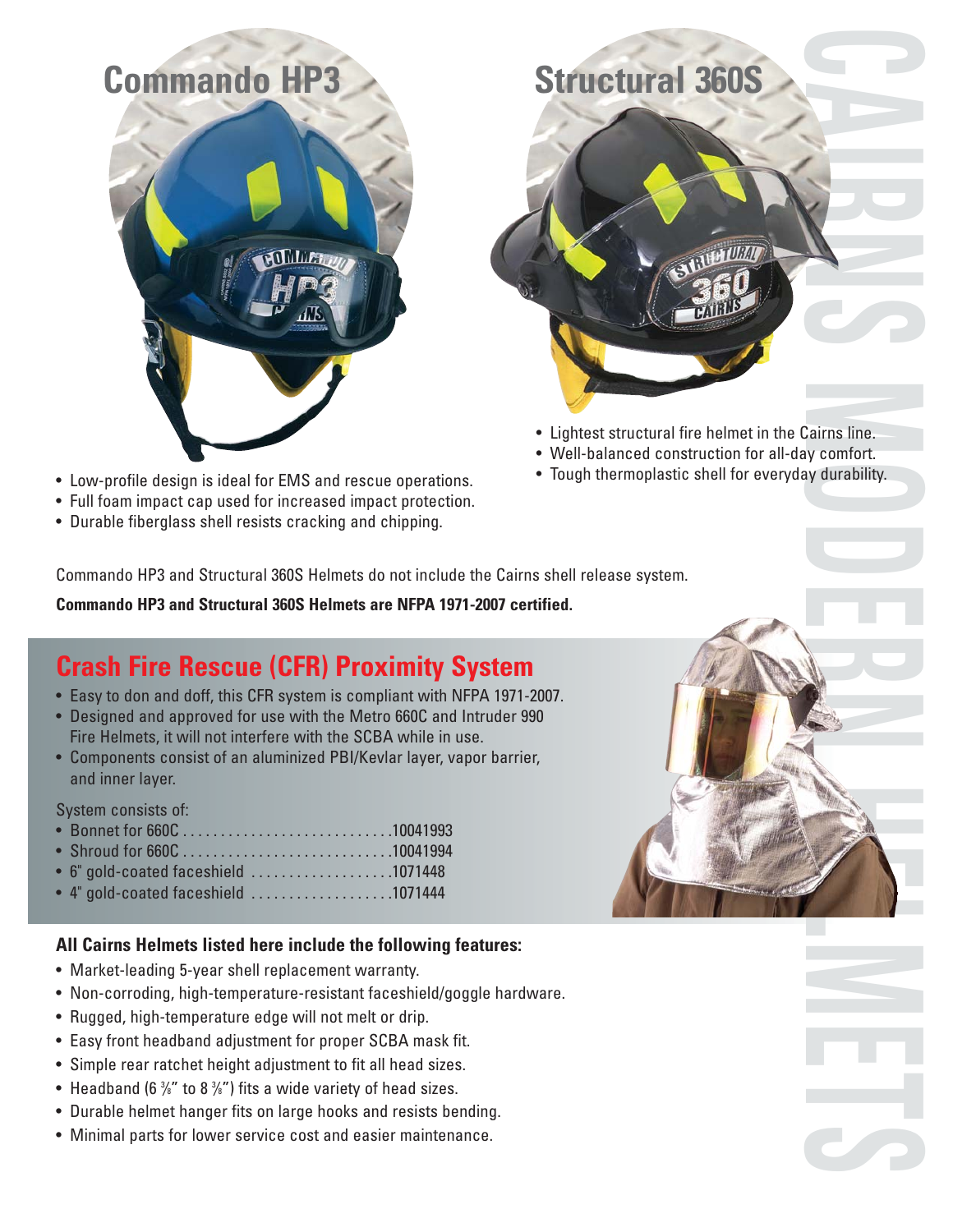## Commando HP3

- Low-profile design is ideal for EMS and rescue operations.
- Full foam impact cap used for increased impact protection.
- Durable fiberglass shell resists cracking and chipping.

## Structural 360S

- Lightest structural fire helmet in the Cairns line.
- Well-balanced construction for all-day comfort.
- Tough thermoplastic shell for everyday durability.

Commando HP3 and Structural 360S Helmets do not include the Cairns shell release system.

**Commando HP3 and Structural 360S Helmets are NFPA 1971-2007 certified.**

## Crash Fire Rescue (CFR) Proximity System

- Easy to don and doff, this CFR system is compliant with NFPA 1971-2007.
- Designed and approved for use with the Metro 660C and Intruder 990 Fire Helmets, it will not interfere with the SCBA while in use.
- Components consist of an aluminized PBI/Kevlar layer, vapor barrier, and inner layer.

System consists of:

- Bonnet for 660C ............................10041993
- Shroud for 660C ............................10041994
- 6" gold-coated faceshield ...................1071448
- 4" gold-coated faceshield ...................1071444

**All Cairns Helmets listed here include the following features:**

- Market-leading 5-year shell replacement warranty.
- Non-corroding, high-temperature-resistant faceshield/goggle hardware.
- Rugged, high-temperature edge will not melt or drip.
- Easy front headband adjustment for proper SCBA mask fit.
- Simple rear ratchet height adjustment to fit all head sizes.
- Headband (6 ⅜" to 8 ⅜") fits a wide variety of head sizes.
- Durable helmet hanger fits on large hooks and resists bending.
- Minimal parts for lower service cost and easier maintenance.

CAIRNS MODERN HELMETS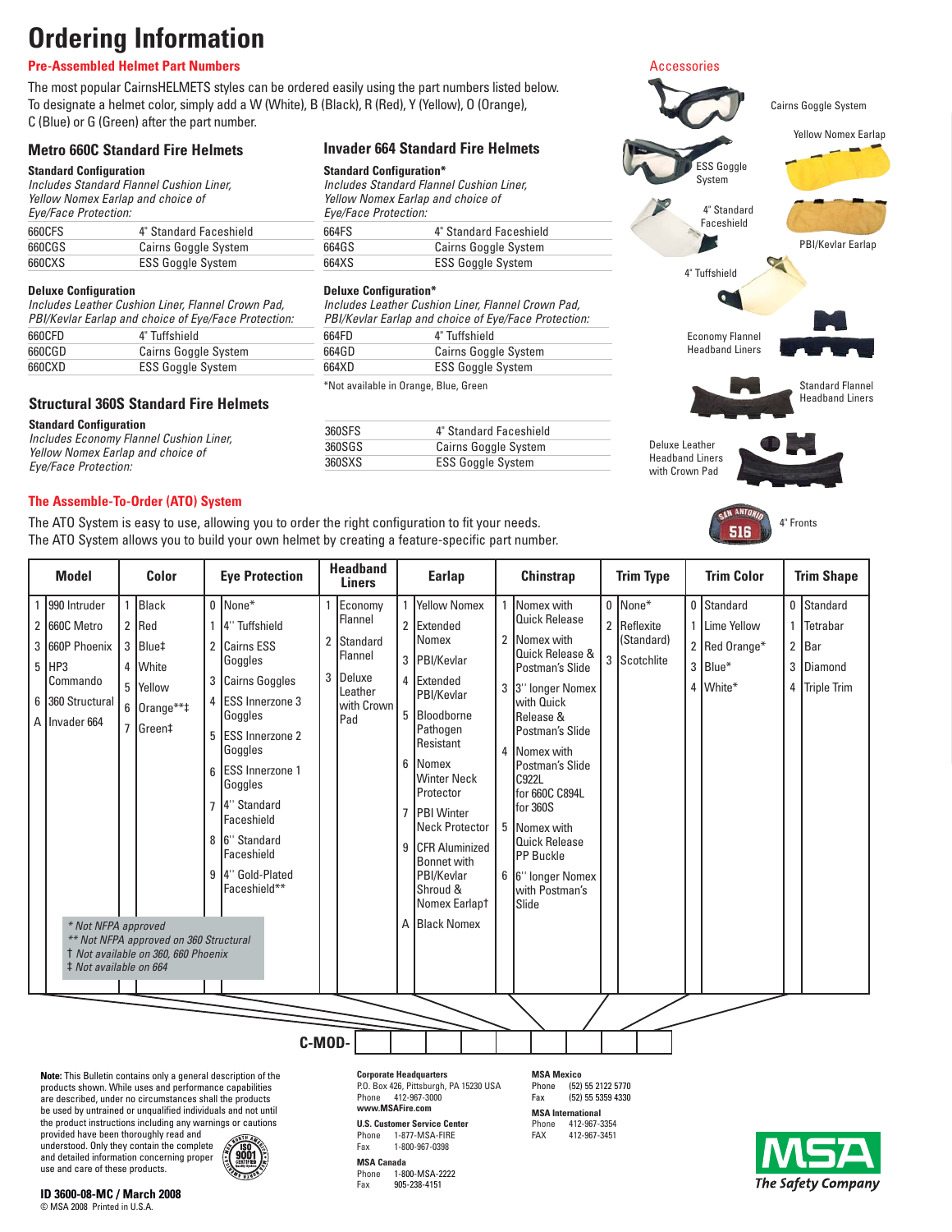# Ordering Information

## Pre-Assembled Helmet Part Numbers

The most popular CairnsHELMETS styles can be ordered easily using the part numbers listed below. To designate a helmet color, simply add a W (White), B (Black), R (Red), Y (Yellow), O (Orange), C (Blue) or G (Green) after the part number.

### Metro 660C Standard Fire Helmets

**Standard Configuration**
*Includes Standard Flannel Cushion Liner, Yellow Nomex Earlap and choice of Eye/Face Protection:*

| | |
|---|---|
| 660CFS | 4" Standard Faceshield |
| 660CGS | Cairns Goggle System |
| 660CXS | ESS Goggle System |

**Deluxe Configuration**
*Includes Leather Cushion Liner, Flannel Crown Pad, PBI/Kevlar Earlap and choice of Eye/Face Protection:*

| | |
|---|---|
| 660CFD | 4" Tuffshield |
| 660CGD | Cairns Goggle System |
| 660CXD | ESS Goggle System |

### Invader 664 Standard Fire Helmets

**Standard Configuration***
*Includes Standard Flannel Cushion Liner, Yellow Nomex Earlap and choice of Eye/Face Protection:*

| | |
|---|---|
| 664FS | 4" Standard Faceshield |
| 664GS | Cairns Goggle System |
| 664XS | ESS Goggle System |

**Deluxe Configuration***
*Includes Leather Cushion Liner, Flannel Crown Pad, PBI/Kevlar Earlap and choice of Eye/Face Protection:*

| | |
|---|---|
| 664FD | 4" Tuffshield |
| 664GD | Cairns Goggle System |
| 664XD | ESS Goggle System |

*Not available in Orange, Blue, Green

### Structural 360S Standard Fire Helmets

**Standard Configuration**
*Includes Economy Flannel Cushion Liner, Yellow Nomex Earlap and choice of Eye/Face Protection:*

| | |
|---|---|
| 360SFS | 4" Standard Faceshield |
| 360SGS | Cairns Goggle System |
| 360SXS | ESS Goggle System |

## Accessories

Cairns Goggle System

Yellow Nomex Earlap

ESS Goggle System

4" Standard Faceshield

PBI/Kevlar Earlap

4" Tuffshield

Economy Flannel Headband Liners

Standard Flannel Headband Liners

Deluxe Leather Headband Liners with Crown Pad

4" Fronts

## The Assemble-To-Order (ATO) System

The ATO System is easy to use, allowing you to order the right configuration to fit your needs. The ATO System allows you to build your own helmet by creating a feature-specific part number.

| Model | Color | Eye Protection | Headband Liners | Earlap | Chinstrap | Trim Type | Trim Color | Trim Shape |
|---|---|---|---|---|---|---|---|---|
| 1 990 Intruder | 1 Black | 0 None* | 1 Economy Flannel | 1 Yellow Nomex | 1 Nomex with Quick Release | 0 None* | 0 Standard | 0 Standard |
| 2 660C Metro | 2 Red | 1 4" Tuffshield | 2 Standard Flannel | 2 Extended Nomex | 2 Nomex with Quick Release & Postman's Slide | 2 Reflexite (Standard) | 1 Lime Yellow | 1 Tetrabar |
| 3 660P Phoenix | 3 Blue‡ | 2 Cairns ESS Goggles | 3 Deluxe Leather with Crown Pad | 3 PBI/Kevlar | 3 3" longer Nomex with Quick Release & Postman's Slide | 3 Scotchlite | 2 Red Orange* | 2 Bar |
| 5 HP3 Commando | 4 White | 3 Cairns Goggles | | 4 Extended PBI/Kevlar | 4 Nomex with Postman's Slide C922L for 660C C894L for 360S | | 3 Blue* | 3 Diamond |
| 6 360 Structural | 5 Yellow | 4 ESS Innerzone 3 Goggles | | 5 Bloodborne Pathogen Resistant | 5 Nomex with Quick Release PP Buckle | | 4 White* | 4 Triple Trim |
| A Invader 664 | 6 Orange**‡ | 5 ESS Innerzone 2 Goggles | | 6 Nomex Winter Neck Protector | 6 6" longer Nomex with Postman's Slide | | | |
| | 7 Green‡ | 6 ESS Innerzone 1 Goggles | | 7 PBI Winter Neck Protector | | | | |
| | | 7 4" Standard Faceshield | | 9 CFR Aluminized Bonnet with PBI/Kevlar Shroud & Nomex Earlap† | | | | |
| | | 8 6" Standard Faceshield | | A Black Nomex | | | | |
| | | 9 4" Gold-Plated Faceshield** | | | | | | |

*\* Not NFPA approved*
*\*\* Not NFPA approved on 360 Structural*
*† Not available on 360, 660 Phoenix*
*‡ Not available on 664*

**C-MOD-** _ _ _ _ _ _ _ _ _

**Note:** This Bulletin contains only a general description of the products shown. While uses and performance capabilities are described, under no circumstances shall the products be used by untrained or unqualified individuals and not until the product instructions including any warnings or cautions provided have been thoroughly read and understood. Only they contain the complete and detailed information concerning proper use and care of these products.

**ID 3600-08-MC / March 2008**
© MSA 2008 Printed in U.S.A.

**Corporate Headquarters**
P.O. Box 426, Pittsburgh, PA 15230 USA
Phone 412-967-3000
**www.MSAFire.com**

**U.S. Customer Service Center**
Phone 1-877-MSA-FIRE
Fax 1-800-967-0398

**MSA Canada**
Phone 1-800-MSA-2222
Fax 905-238-4151

**MSA Mexico**
Phone (52) 55 2122 5770
Fax (52) 55 5359 4330

**MSA International**
Phone 412-967-3354
FAX 412-967-3451

MSA The Safety Company